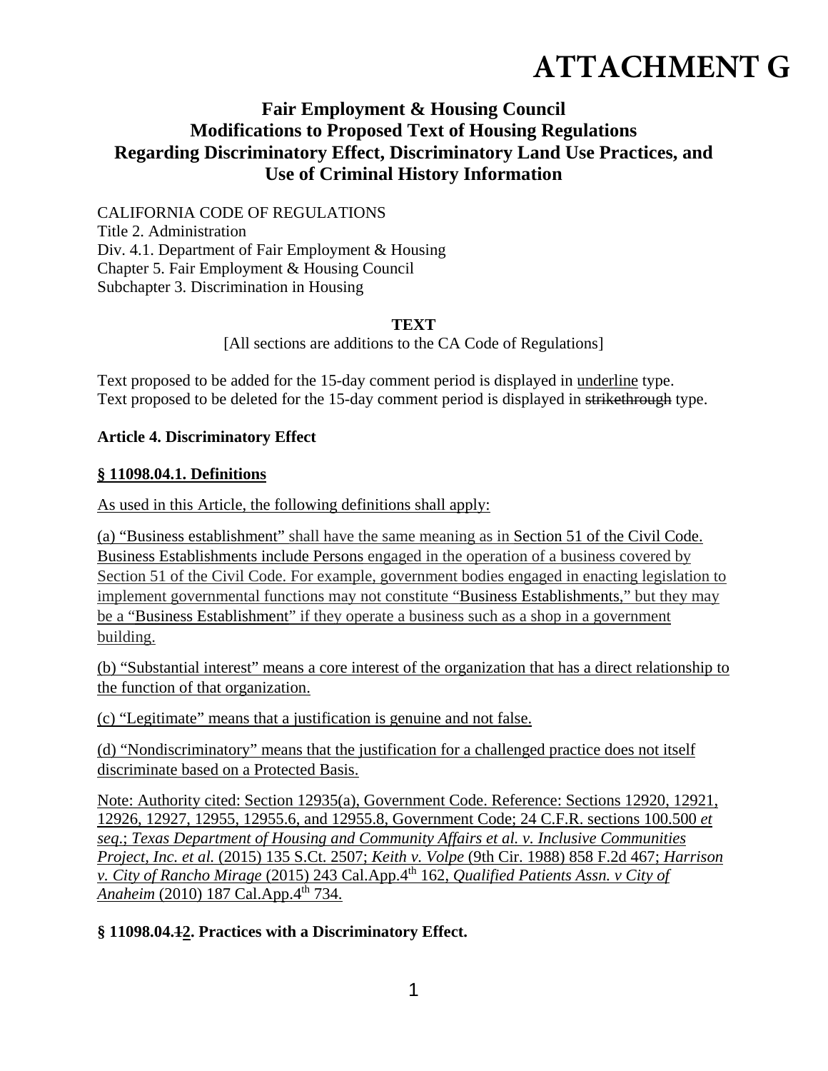# ATTACHMENT G

## Fair Employment & Housing Council
## Modifications to Proposed Text of Housing Regulations
## Regarding Discriminatory Effect, Discriminatory Land Use Practices, and Use of Criminal History Information

CALIFORNIA CODE OF REGULATIONS
Title 2. Administration
Div. 4.1. Department of Fair Employment & Housing
Chapter 5. Fair Employment & Housing Council
Subchapter 3. Discrimination in Housing

**TEXT**

[All sections are additions to the CA Code of Regulations]

Text proposed to be added for the 15-day comment period is displayed in <u>underline</u> type.
Text proposed to be deleted for the 15-day comment period is displayed in ~~strikethrough~~ type.

**Article 4. Discriminatory Effect**

**<u>§ 11098.04.1. Definitions</u>**

<u>As used in this Article, the following definitions shall apply:</u>

<u>(a) "Business establishment" shall have the same meaning as in Section 51 of the Civil Code. Business Establishments include Persons engaged in the operation of a business covered by Section 51 of the Civil Code. For example, government bodies engaged in enacting legislation to implement governmental functions may not constitute "Business Establishments," but they may be a "Business Establishment" if they operate a business such as a shop in a government building.</u>

<u>(b) "Substantial interest" means a core interest of the organization that has a direct relationship to the function of that organization.</u>

<u>(c) "Legitimate" means that a justification is genuine and not false.</u>

<u>(d) "Nondiscriminatory" means that the justification for a challenged practice does not itself discriminate based on a Protected Basis.</u>

<u>Note: Authority cited: Section 12935(a), Government Code. Reference: Sections 12920, 12921, 12926, 12927, 12955, 12955.6, and 12955.8, Government Code; 24 C.F.R. sections 100.500 *et seq.*; *Texas Department of Housing and Community Affairs et al. v. Inclusive Communities Project, Inc. et al.* (2015) 135 S.Ct. 2507; *Keith v. Volpe* (9th Cir. 1988) 858 F.2d 467; *Harrison v. City of Rancho Mirage* (2015) 243 Cal.App.4th 162, *Qualified Patients Assn. v City of Anaheim* (2010) 187 Cal.App.4th 734.</u>

**§ 11098.04.~~1~~<u>2</u>. Practices with a Discriminatory Effect.**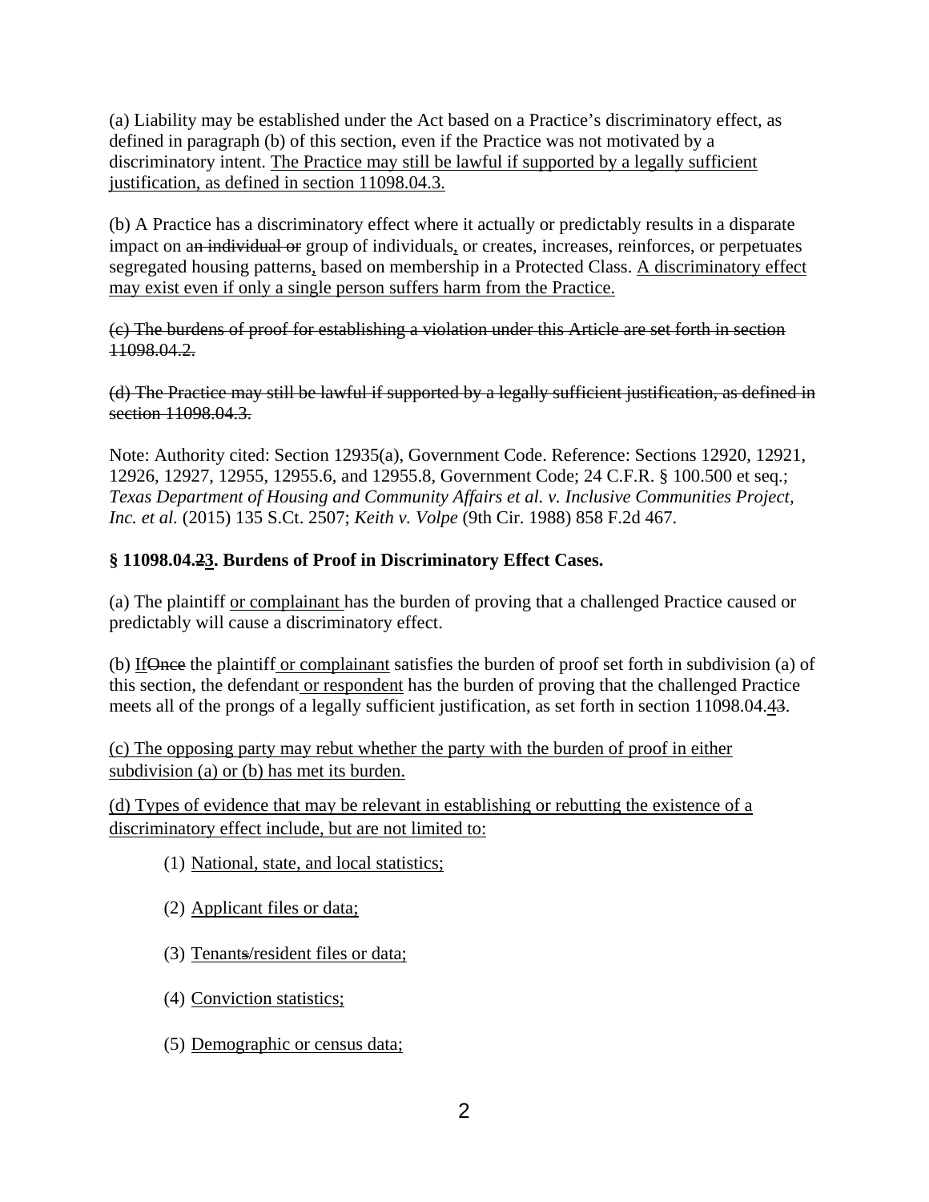(a) Liability may be established under the Act based on a Practice's discriminatory effect, as defined in paragraph (b) of this section, even if the Practice was not motivated by a discriminatory intent. <u>The Practice may still be lawful if supported by a legally sufficient justification, as defined in section 11098.04.3.</u>

(b) A Practice has a discriminatory effect where it actually or predictably results in a disparate impact on a~~n individual or~~ group of individuals<u>,</u> or creates, increases, reinforces, or perpetuates segregated housing patterns<u>,</u> based on membership in a Protected Class. <u>A discriminatory effect may exist even if only a single person suffers harm from the Practice.</u>

~~(c) The burdens of proof for establishing a violation under this Article are set forth in section 11098.04.2.~~

~~(d) The Practice may still be lawful if supported by a legally sufficient justification, as defined in section 11098.04.3.~~

Note: Authority cited: Section 12935(a), Government Code. Reference: Sections 12920, 12921, 12926, 12927, 12955, 12955.6, and 12955.8, Government Code; 24 C.F.R. § 100.500 et seq.; *Texas Department of Housing and Community Affairs et al. v. Inclusive Communities Project, Inc. et al.* (2015) 135 S.Ct. 2507; *Keith v. Volpe* (9th Cir. 1988) 858 F.2d 467.

**§ 11098.04.~~2~~<u>3</u>. Burdens of Proof in Discriminatory Effect Cases.**

(a) The plaintiff <u>or complainant</u> has the burden of proving that a challenged Practice caused or predictably will cause a discriminatory effect.

(b) <u>If</u>~~Once~~ the plaintiff <u>or complainant</u> satisfies the burden of proof set forth in subdivision (a) of this section, the defendant <u>or respondent</u> has the burden of proving that the challenged Practice meets all of the prongs of a legally sufficient justification, as set forth in section 11098.04.<u>4</u>~~3~~.

<u>(c) The opposing party may rebut whether the party with the burden of proof in either subdivision (a) or (b) has met its burden.</u>

<u>(d) Types of evidence that may be relevant in establishing or rebutting the existence of a discriminatory effect include, but are not limited to:</u>

(1) <u>National, state, and local statistics;</u>

(2) <u>Applicant files or data;</u>

(3) <u>Tenant~~s~~/resident files or data;</u>

(4) <u>Conviction statistics;</u>

(5) <u>Demographic or census data;</u>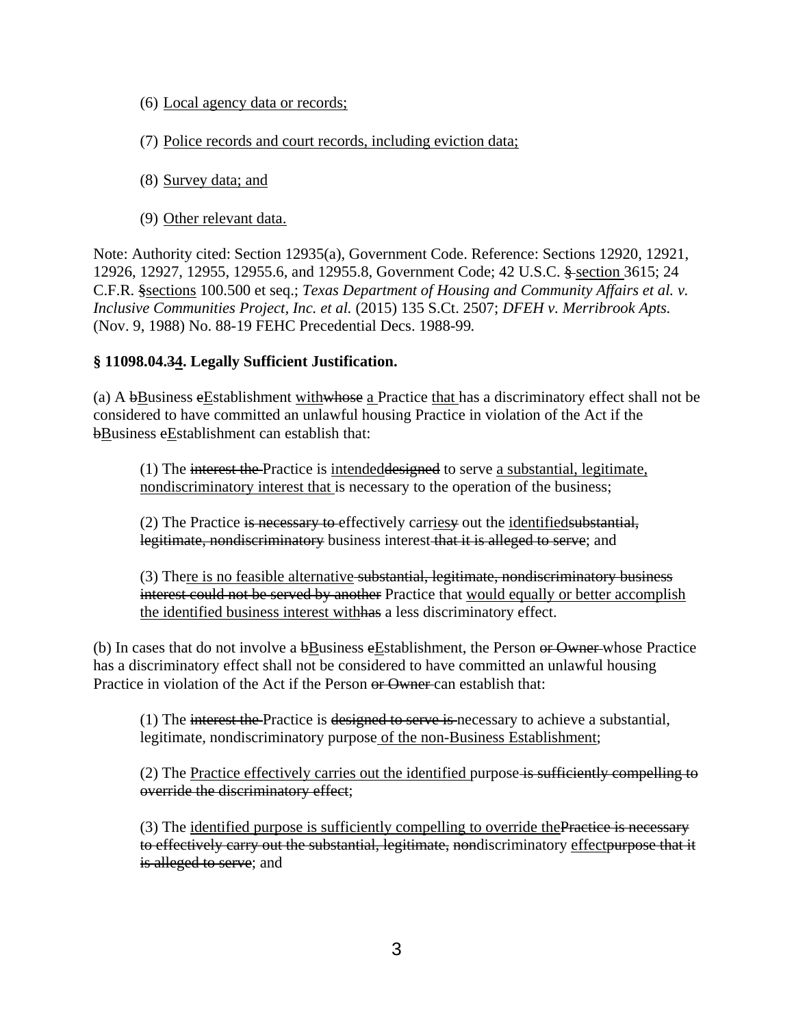(6) <u>Local agency data or records;</u>

(7) <u>Police records and court records, including eviction data;</u>

(8) <u>Survey data; and</u>

(9) <u>Other relevant data.</u>

Note: Authority cited: Section 12935(a), Government Code. Reference: Sections 12920, 12921, 12926, 12927, 12955, 12955.6, and 12955.8, Government Code; 42 U.S.C. ~~§~~ <u>section</u> 3615; 24 C.F.R. ~~§~~<u>sections</u> 100.500 et seq.; *Texas Department of Housing and Community Affairs et al. v. Inclusive Communities Project, Inc. et al.* (2015) 135 S.Ct. 2507; *DFEH v. Merribrook Apts.* (Nov. 9, 1988) No. 88-19 FEHC Precedential Decs. 1988-99.

**§ 11098.04.~~3~~<u>4</u>. Legally Sufficient Justification.**

(a) A ~~b~~<u>B</u>usiness ~~e~~<u>E</u>stablishment <u>with</u>~~whose~~ <u>a</u> Practice <u>that</u> has a discriminatory effect shall not be considered to have committed an unlawful housing Practice in violation of the Act if the ~~b~~<u>B</u>usiness ~~e~~<u>E</u>stablishment can establish that:

(1) The ~~interest the~~ Practice is <u>intended</u>~~designed~~ to serve <u>a substantial, legitimate, nondiscriminatory interest that</u> is necessary to the operation of the business;

(2) The Practice ~~is necessary to~~ effectively carr<u>ies</u>~~y~~ out the <u>identified</u>~~substantial, legitimate, nondiscriminatory~~ business interest ~~that it is alleged to serve~~; and

(3) The<u>re is no feasible alternative</u> ~~substantial, legitimate, nondiscriminatory business interest could not be served by another~~ Practice that <u>would equally or better accomplish the identified business interest with</u>~~has~~ a less discriminatory effect.

(b) In cases that do not involve a ~~b~~<u>B</u>usiness ~~e~~<u>E</u>stablishment, the Person ~~or Owner~~ whose Practice has a discriminatory effect shall not be considered to have committed an unlawful housing Practice in violation of the Act if the Person ~~or Owner~~ can establish that:

(1) The ~~interest the~~ Practice is ~~designed to serve is~~ necessary to achieve a substantial, legitimate, nondiscriminatory purpose<u> of the non-Business Establishment</u>;

(2) The <u>Practice effectively carries out the identified</u> purpose ~~is sufficiently compelling to override the discriminatory effect~~;

(3) The <u>identified purpose is sufficiently compelling to override the</u>~~Practice is necessary to effectively carry out the substantial, legitimate, non~~discriminatory <u>effect</u>~~purpose that it is alleged to serve~~; and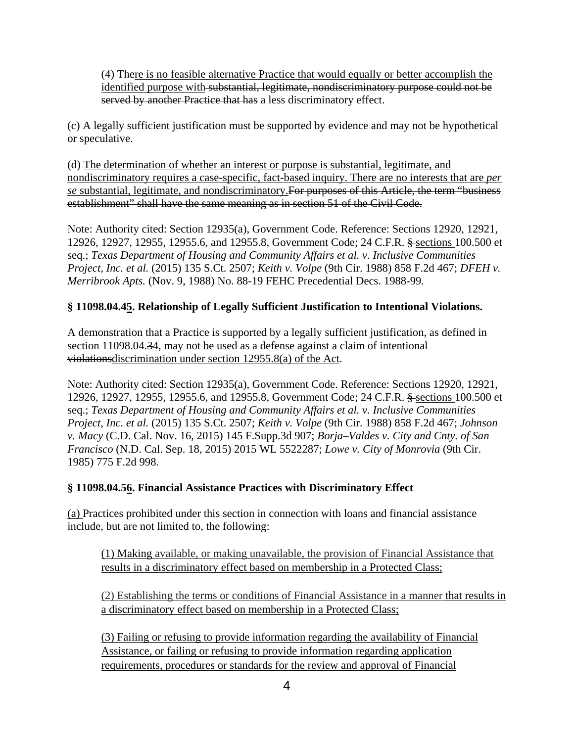(4) There is no feasible alternative Practice that would equally or better accomplish the identified purpose with ~~substantial, legitimate, nondiscriminatory purpose could not be served by another Practice that has~~ a less discriminatory effect.

(c) A legally sufficient justification must be supported by evidence and may not be hypothetical or speculative.

(d) The determination of whether an interest or purpose is substantial, legitimate, and nondiscriminatory requires a case-specific, fact-based inquiry. There are no interests that are *per se* substantial, legitimate, and nondiscriminatory.~~For purposes of this Article, the term "business establishment" shall have the same meaning as in section 51 of the Civil Code.~~

Note: Authority cited: Section 12935(a), Government Code. Reference: Sections 12920, 12921, 12926, 12927, 12955, 12955.6, and 12955.8, Government Code; 24 C.F.R. ~~§~~ sections 100.500 et seq.; *Texas Department of Housing and Community Affairs et al. v. Inclusive Communities Project, Inc. et al.* (2015) 135 S.Ct. 2507; *Keith v. Volpe* (9th Cir. 1988) 858 F.2d 467; *DFEH v. Merribrook Apts.* (Nov. 9, 1988) No. 88-19 FEHC Precedential Decs. 1988-99.

**§ 11098.04.~~4~~5. Relationship of Legally Sufficient Justification to Intentional Violations.**

A demonstration that a Practice is supported by a legally sufficient justification, as defined in section 11098.04.~~3~~4, may not be used as a defense against a claim of intentional ~~violations~~discrimination under section 12955.8(a) of the Act.

Note: Authority cited: Section 12935(a), Government Code. Reference: Sections 12920, 12921, 12926, 12927, 12955, 12955.6, and 12955.8, Government Code; 24 C.F.R. ~~§~~ sections 100.500 et seq.; *Texas Department of Housing and Community Affairs et al. v. Inclusive Communities Project, Inc. et al.* (2015) 135 S.Ct. 2507; *Keith v. Volpe* (9th Cir. 1988) 858 F.2d 467; *Johnson v. Macy* (C.D. Cal. Nov. 16, 2015) 145 F.Supp.3d 907; *Borja–Valdes v. City and Cnty. of San Francisco* (N.D. Cal. Sep. 18, 2015) 2015 WL 5522287; *Lowe v. City of Monrovia* (9th Cir. 1985) 775 F.2d 998.

**§ 11098.04.~~5~~6. Financial Assistance Practices with Discriminatory Effect**

(a) Practices prohibited under this section in connection with loans and financial assistance include, but are not limited to, the following:

(1) Making available, or making unavailable, the provision of Financial Assistance that results in a discriminatory effect based on membership in a Protected Class;

(2) Establishing the terms or conditions of Financial Assistance in a manner that results in a discriminatory effect based on membership in a Protected Class;

(3) Failing or refusing to provide information regarding the availability of Financial Assistance, or failing or refusing to provide information regarding application requirements, procedures or standards for the review and approval of Financial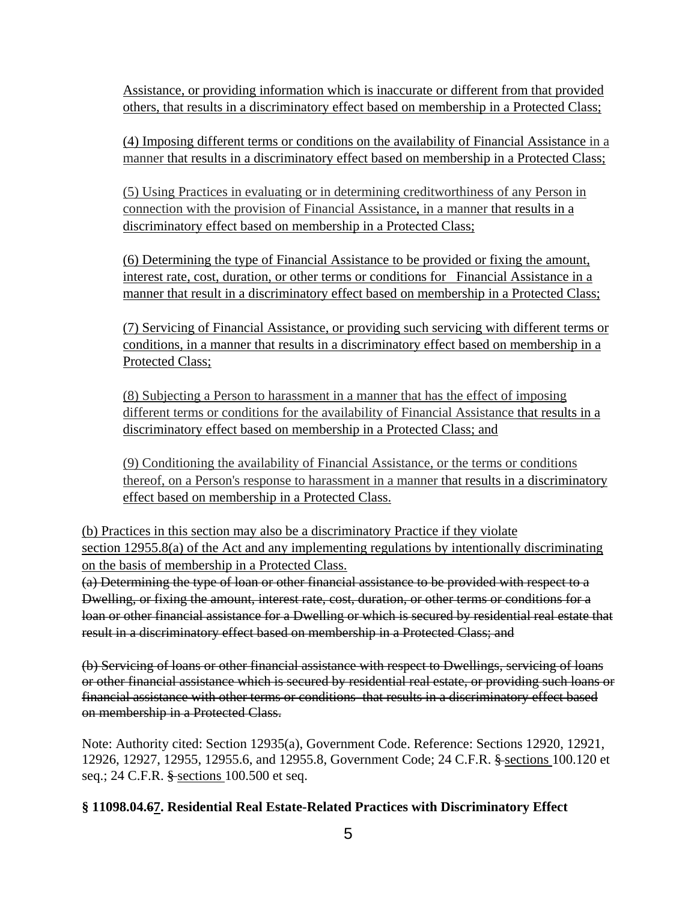Assistance, or providing information which is inaccurate or different from that provided others, that results in a discriminatory effect based on membership in a Protected Class;

(4) Imposing different terms or conditions on the availability of Financial Assistance in a manner that results in a discriminatory effect based on membership in a Protected Class;

(5) Using Practices in evaluating or in determining creditworthiness of any Person in connection with the provision of Financial Assistance, in a manner that results in a discriminatory effect based on membership in a Protected Class;

(6) Determining the type of Financial Assistance to be provided or fixing the amount, interest rate, cost, duration, or other terms or conditions for Financial Assistance in a manner that result in a discriminatory effect based on membership in a Protected Class;

(7) Servicing of Financial Assistance, or providing such servicing with different terms or conditions, in a manner that results in a discriminatory effect based on membership in a Protected Class;

(8) Subjecting a Person to harassment in a manner that has the effect of imposing different terms or conditions for the availability of Financial Assistance that results in a discriminatory effect based on membership in a Protected Class; and

(9) Conditioning the availability of Financial Assistance, or the terms or conditions thereof, on a Person's response to harassment in a manner that results in a discriminatory effect based on membership in a Protected Class.

(b) Practices in this section may also be a discriminatory Practice if they violate section 12955.8(a) of the Act and any implementing regulations by intentionally discriminating on the basis of membership in a Protected Class.

~~(a) Determining the type of loan or other financial assistance to be provided with respect to a Dwelling, or fixing the amount, interest rate, cost, duration, or other terms or conditions for a loan or other financial assistance for a Dwelling or which is secured by residential real estate that result in a discriminatory effect based on membership in a Protected Class; and~~

~~(b) Servicing of loans or other financial assistance with respect to Dwellings, servicing of loans or other financial assistance which is secured by residential real estate, or providing such loans or financial assistance with other terms or conditions that results in a discriminatory effect based on membership in a Protected Class.~~

Note: Authority cited: Section 12935(a), Government Code. Reference: Sections 12920, 12921, 12926, 12927, 12955, 12955.6, and 12955.8, Government Code; 24 C.F.R. ~~§~~ sections 100.120 et seq.; 24 C.F.R. ~~§~~ sections 100.500 et seq.

**§ 11098.04.~~6~~7. Residential Real Estate-Related Practices with Discriminatory Effect**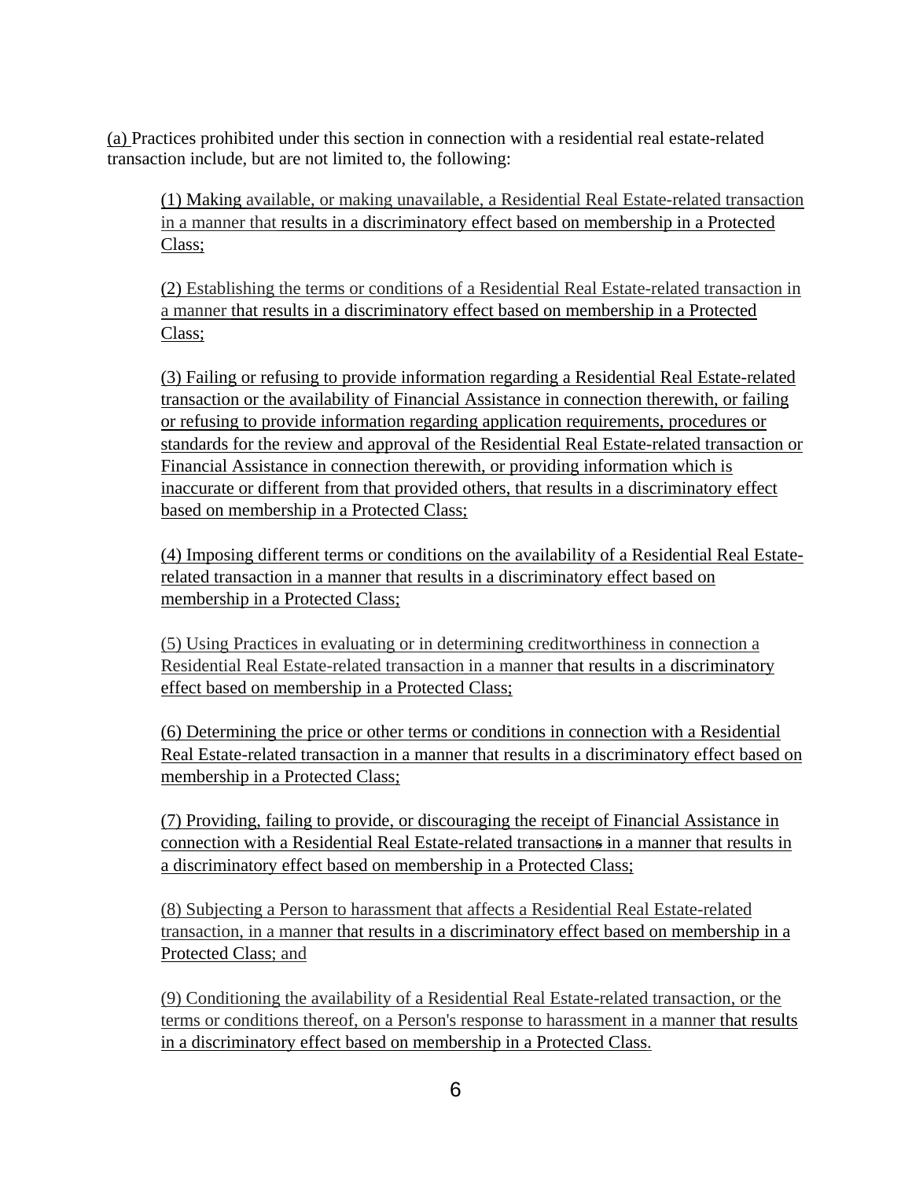(a) Practices prohibited under this section in connection with a residential real estate-related transaction include, but are not limited to, the following:

(1) Making available, or making unavailable, a Residential Real Estate-related transaction in a manner that results in a discriminatory effect based on membership in a Protected Class;

(2) Establishing the terms or conditions of a Residential Real Estate-related transaction in a manner that results in a discriminatory effect based on membership in a Protected Class;

(3) Failing or refusing to provide information regarding a Residential Real Estate-related transaction or the availability of Financial Assistance in connection therewith, or failing or refusing to provide information regarding application requirements, procedures or standards for the review and approval of the Residential Real Estate-related transaction or Financial Assistance in connection therewith, or providing information which is inaccurate or different from that provided others, that results in a discriminatory effect based on membership in a Protected Class;

(4) Imposing different terms or conditions on the availability of a Residential Real Estate-related transaction in a manner that results in a discriminatory effect based on membership in a Protected Class;

(5) Using Practices in evaluating or in determining creditworthiness in connection a Residential Real Estate-related transaction in a manner that results in a discriminatory effect based on membership in a Protected Class;

(6) Determining the price or other terms or conditions in connection with a Residential Real Estate-related transaction in a manner that results in a discriminatory effect based on membership in a Protected Class;

(7) Providing, failing to provide, or discouraging the receipt of Financial Assistance in connection with a Residential Real Estate-related transaction~~s~~ in a manner that results in a discriminatory effect based on membership in a Protected Class;

(8) Subjecting a Person to harassment that affects a Residential Real Estate-related transaction, in a manner that results in a discriminatory effect based on membership in a Protected Class; and

(9) Conditioning the availability of a Residential Real Estate-related transaction, or the terms or conditions thereof, on a Person's response to harassment in a manner that results in a discriminatory effect based on membership in a Protected Class.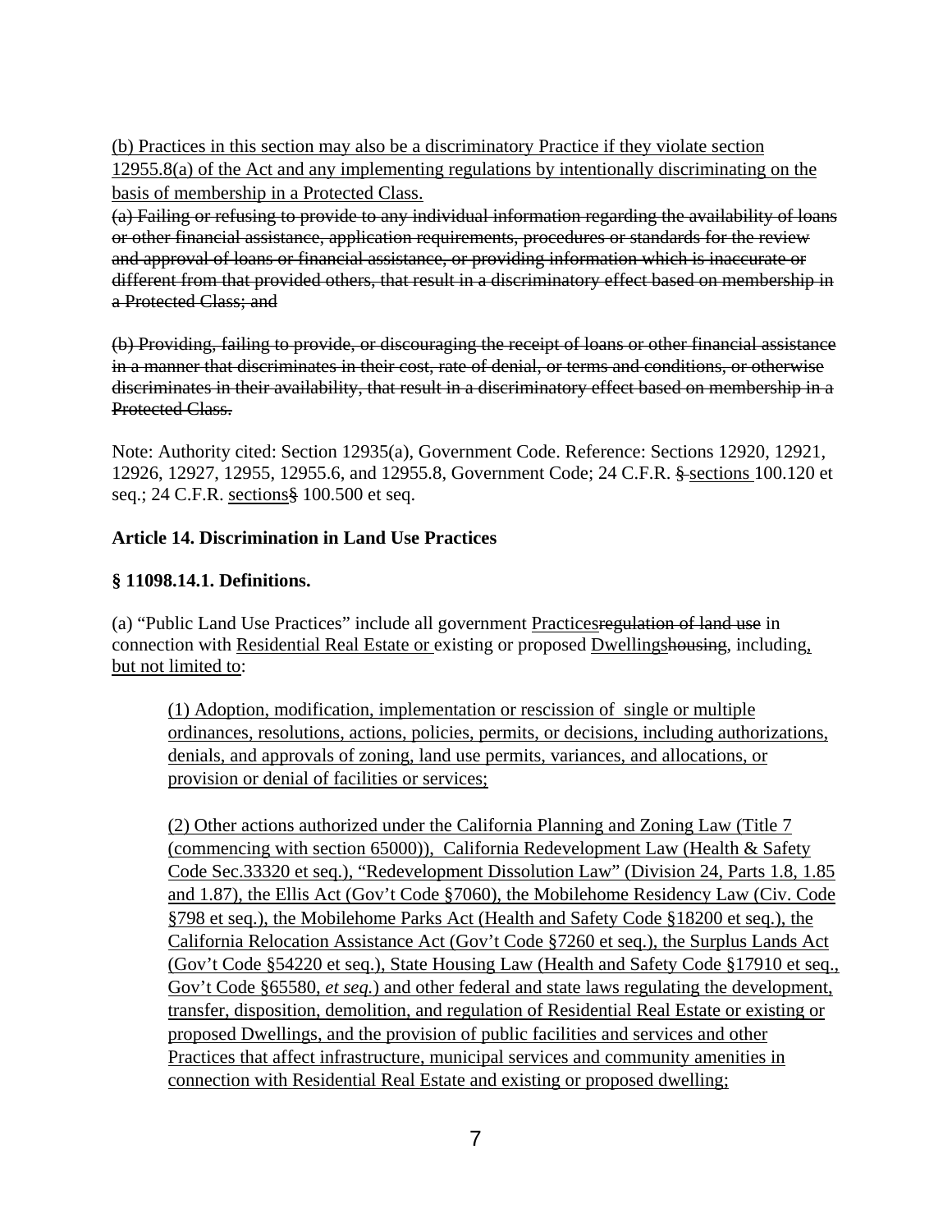(b) Practices in this section may also be a discriminatory Practice if they violate section 12955.8(a) of the Act and any implementing regulations by intentionally discriminating on the basis of membership in a Protected Class.

~~(a) Failing or refusing to provide to any individual information regarding the availability of loans or other financial assistance, application requirements, procedures or standards for the review and approval of loans or financial assistance, or providing information which is inaccurate or different from that provided others, that result in a discriminatory effect based on membership in a Protected Class; and~~

~~(b) Providing, failing to provide, or discouraging the receipt of loans or other financial assistance in a manner that discriminates in their cost, rate of denial, or terms and conditions, or otherwise discriminates in their availability, that result in a discriminatory effect based on membership in a Protected Class.~~

Note: Authority cited: Section 12935(a), Government Code. Reference: Sections 12920, 12921, 12926, 12927, 12955, 12955.6, and 12955.8, Government Code; 24 C.F.R. ~~§~~ sections 100.120 et seq.; 24 C.F.R. sections~~§~~ 100.500 et seq.

**Article 14. Discrimination in Land Use Practices**

**§ 11098.14.1. Definitions.**

(a) "Public Land Use Practices" include all government Practices~~regulation of land use~~ in connection with Residential Real Estate or existing or proposed Dwellings~~housing~~, including, but not limited to:

> (1) Adoption, modification, implementation or rescission of single or multiple ordinances, resolutions, actions, policies, permits, or decisions, including authorizations, denials, and approvals of zoning, land use permits, variances, and allocations, or provision or denial of facilities or services;
>
> (2) Other actions authorized under the California Planning and Zoning Law (Title 7 (commencing with section 65000)), California Redevelopment Law (Health & Safety Code Sec.33320 et seq.), "Redevelopment Dissolution Law" (Division 24, Parts 1.8, 1.85 and 1.87), the Ellis Act (Gov't Code §7060), the Mobilehome Residency Law (Civ. Code §798 et seq.), the Mobilehome Parks Act (Health and Safety Code §18200 et seq.), the California Relocation Assistance Act (Gov't Code §7260 et seq.), the Surplus Lands Act (Gov't Code §54220 et seq.), State Housing Law (Health and Safety Code §17910 et seq., Gov't Code §65580, *et seq.*) and other federal and state laws regulating the development, transfer, disposition, demolition, and regulation of Residential Real Estate or existing or proposed Dwellings, and the provision of public facilities and services and other Practices that affect infrastructure, municipal services and community amenities in connection with Residential Real Estate and existing or proposed dwelling;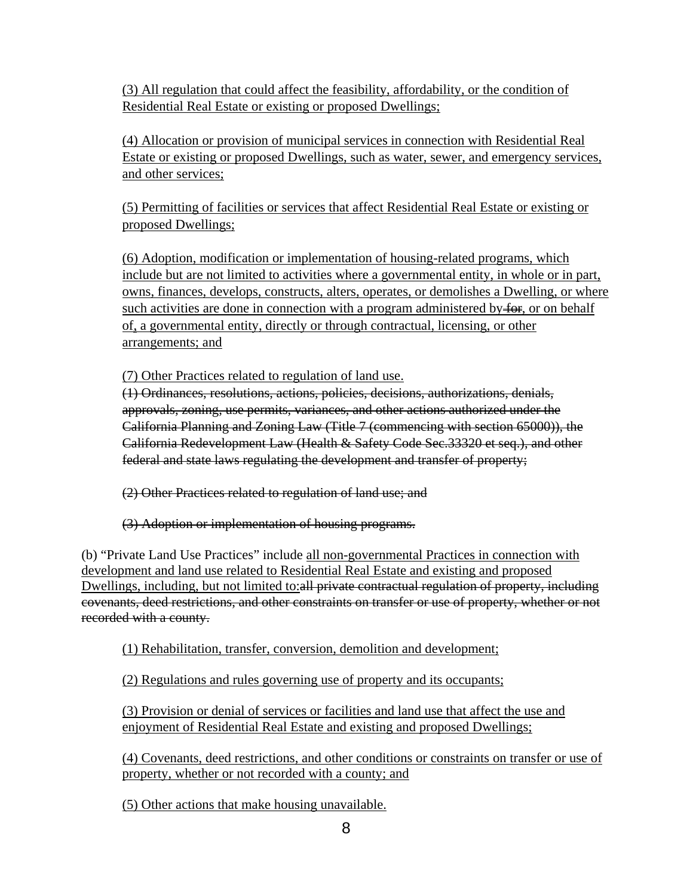(3) All regulation that could affect the feasibility, affordability, or the condition of Residential Real Estate or existing or proposed Dwellings;

(4) Allocation or provision of municipal services in connection with Residential Real Estate or existing or proposed Dwellings, such as water, sewer, and emergency services, and other services;

(5) Permitting of facilities or services that affect Residential Real Estate or existing or proposed Dwellings;

(6) Adoption, modification or implementation of housing-related programs, which include but are not limited to activities where a governmental entity, in whole or in part, owns, finances, develops, constructs, alters, operates, or demolishes a Dwelling, or where such activities are done in connection with a program administered by ~~for~~, or on behalf of, a governmental entity, directly or through contractual, licensing, or other arrangements; and

(7) Other Practices related to regulation of land use.

~~(1) Ordinances, resolutions, actions, policies, decisions, authorizations, denials, approvals, zoning, use permits, variances, and other actions authorized under the California Planning and Zoning Law (Title 7 (commencing with section 65000)), the California Redevelopment Law (Health & Safety Code Sec.33320 et seq.), and other federal and state laws regulating the development and transfer of property;~~

~~(2) Other Practices related to regulation of land use; and~~

~~(3) Adoption or implementation of housing programs.~~

(b) "Private Land Use Practices" include all non-governmental Practices in connection with development and land use related to Residential Real Estate and existing and proposed Dwellings, including, but not limited to:~~all private contractual regulation of property, including covenants, deed restrictions, and other constraints on transfer or use of property, whether or not recorded with a county.~~

(1) Rehabilitation, transfer, conversion, demolition and development;

(2) Regulations and rules governing use of property and its occupants;

(3) Provision or denial of services or facilities and land use that affect the use and enjoyment of Residential Real Estate and existing and proposed Dwellings;

(4) Covenants, deed restrictions, and other conditions or constraints on transfer or use of property, whether or not recorded with a county; and

(5) Other actions that make housing unavailable.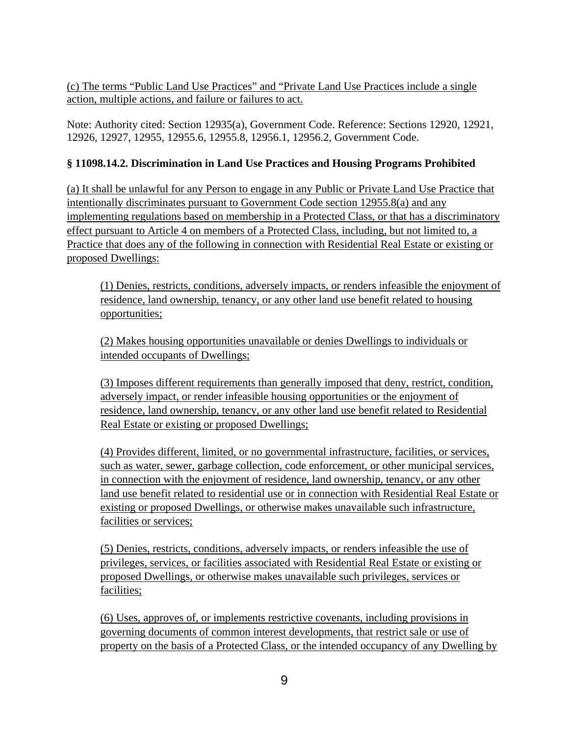(c) The terms "Public Land Use Practices" and "Private Land Use Practices include a single action, multiple actions, and failure or failures to act.

Note: Authority cited: Section 12935(a), Government Code. Reference: Sections 12920, 12921, 12926, 12927, 12955, 12955.6, 12955.8, 12956.1, 12956.2, Government Code.

**§ 11098.14.2. Discrimination in Land Use Practices and Housing Programs Prohibited**

(a) It shall be unlawful for any Person to engage in any Public or Private Land Use Practice that intentionally discriminates pursuant to Government Code section 12955.8(a) and any implementing regulations based on membership in a Protected Class, or that has a discriminatory effect pursuant to Article 4 on members of a Protected Class, including, but not limited to, a Practice that does any of the following in connection with Residential Real Estate or existing or proposed Dwellings:

(1) Denies, restricts, conditions, adversely impacts, or renders infeasible the enjoyment of residence, land ownership, tenancy, or any other land use benefit related to housing opportunities;

(2) Makes housing opportunities unavailable or denies Dwellings to individuals or intended occupants of Dwellings;

(3) Imposes different requirements than generally imposed that deny, restrict, condition, adversely impact, or render infeasible housing opportunities or the enjoyment of residence, land ownership, tenancy, or any other land use benefit related to Residential Real Estate or existing or proposed Dwellings;

(4) Provides different, limited, or no governmental infrastructure, facilities, or services, such as water, sewer, garbage collection, code enforcement, or other municipal services, in connection with the enjoyment of residence, land ownership, tenancy, or any other land use benefit related to residential use or in connection with Residential Real Estate or existing or proposed Dwellings, or otherwise makes unavailable such infrastructure, facilities or services;

(5) Denies, restricts, conditions, adversely impacts, or renders infeasible the use of privileges, services, or facilities associated with Residential Real Estate or existing or proposed Dwellings, or otherwise makes unavailable such privileges, services or facilities;

(6) Uses, approves of, or implements restrictive covenants, including provisions in governing documents of common interest developments, that restrict sale or use of property on the basis of a Protected Class, or the intended occupancy of any Dwelling by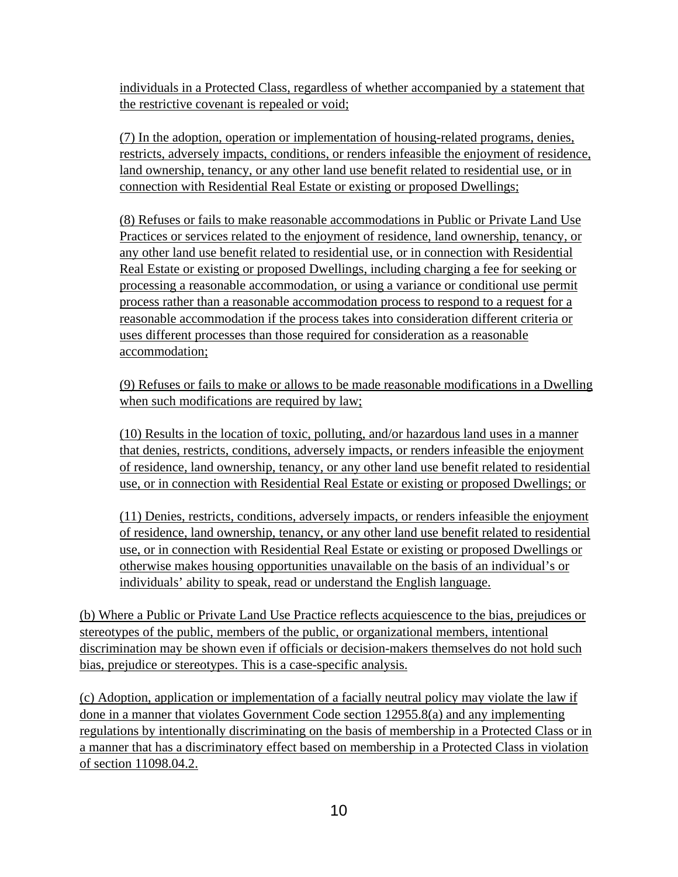individuals in a Protected Class, regardless of whether accompanied by a statement that the restrictive covenant is repealed or void;

(7) In the adoption, operation or implementation of housing-related programs, denies, restricts, adversely impacts, conditions, or renders infeasible the enjoyment of residence, land ownership, tenancy, or any other land use benefit related to residential use, or in connection with Residential Real Estate or existing or proposed Dwellings;

(8) Refuses or fails to make reasonable accommodations in Public or Private Land Use Practices or services related to the enjoyment of residence, land ownership, tenancy, or any other land use benefit related to residential use, or in connection with Residential Real Estate or existing or proposed Dwellings, including charging a fee for seeking or processing a reasonable accommodation, or using a variance or conditional use permit process rather than a reasonable accommodation process to respond to a request for a reasonable accommodation if the process takes into consideration different criteria or uses different processes than those required for consideration as a reasonable accommodation;

(9) Refuses or fails to make or allows to be made reasonable modifications in a Dwelling when such modifications are required by law;

(10) Results in the location of toxic, polluting, and/or hazardous land uses in a manner that denies, restricts, conditions, adversely impacts, or renders infeasible the enjoyment of residence, land ownership, tenancy, or any other land use benefit related to residential use, or in connection with Residential Real Estate or existing or proposed Dwellings; or

(11) Denies, restricts, conditions, adversely impacts, or renders infeasible the enjoyment of residence, land ownership, tenancy, or any other land use benefit related to residential use, or in connection with Residential Real Estate or existing or proposed Dwellings or otherwise makes housing opportunities unavailable on the basis of an individual's or individuals' ability to speak, read or understand the English language.

(b) Where a Public or Private Land Use Practice reflects acquiescence to the bias, prejudices or stereotypes of the public, members of the public, or organizational members, intentional discrimination may be shown even if officials or decision-makers themselves do not hold such bias, prejudice or stereotypes. This is a case-specific analysis.

(c) Adoption, application or implementation of a facially neutral policy may violate the law if done in a manner that violates Government Code section 12955.8(a) and any implementing regulations by intentionally discriminating on the basis of membership in a Protected Class or in a manner that has a discriminatory effect based on membership in a Protected Class in violation of section 11098.04.2.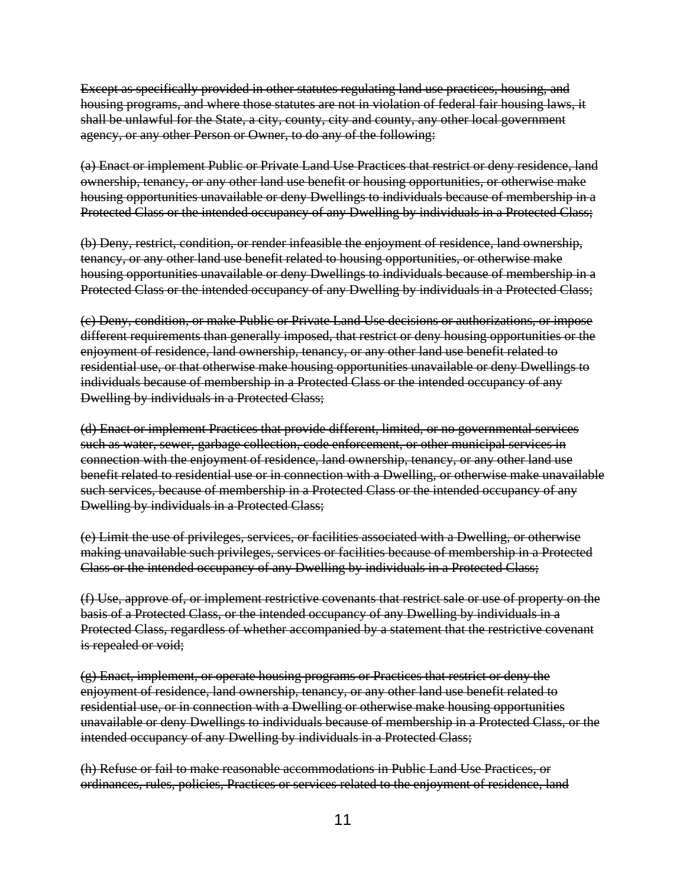~~Except as specifically provided in other statutes regulating land use practices, housing, and housing programs, and where those statutes are not in violation of federal fair housing laws, it shall be unlawful for the State, a city, county, city and county, any other local government agency, or any other Person or Owner, to do any of the following:~~

~~(a) Enact or implement Public or Private Land Use Practices that restrict or deny residence, land ownership, tenancy, or any other land use benefit or housing opportunities, or otherwise make housing opportunities unavailable or deny Dwellings to individuals because of membership in a Protected Class or the intended occupancy of any Dwelling by individuals in a Protected Class;~~

~~(b) Deny, restrict, condition, or render infeasible the enjoyment of residence, land ownership, tenancy, or any other land use benefit related to housing opportunities, or otherwise make housing opportunities unavailable or deny Dwellings to individuals because of membership in a Protected Class or the intended occupancy of any Dwelling by individuals in a Protected Class;~~

~~(c) Deny, condition, or make Public or Private Land Use decisions or authorizations, or impose different requirements than generally imposed, that restrict or deny housing opportunities or the enjoyment of residence, land ownership, tenancy, or any other land use benefit related to residential use, or that otherwise make housing opportunities unavailable or deny Dwellings to individuals because of membership in a Protected Class or the intended occupancy of any Dwelling by individuals in a Protected Class;~~

~~(d) Enact or implement Practices that provide different, limited, or no governmental services such as water, sewer, garbage collection, code enforcement, or other municipal services in connection with the enjoyment of residence, land ownership, tenancy, or any other land use benefit related to residential use or in connection with a Dwelling, or otherwise make unavailable such services, because of membership in a Protected Class or the intended occupancy of any Dwelling by individuals in a Protected Class;~~

~~(e) Limit the use of privileges, services, or facilities associated with a Dwelling, or otherwise making unavailable such privileges, services or facilities because of membership in a Protected Class or the intended occupancy of any Dwelling by individuals in a Protected Class;~~

~~(f) Use, approve of, or implement restrictive covenants that restrict sale or use of property on the basis of a Protected Class, or the intended occupancy of any Dwelling by individuals in a Protected Class, regardless of whether accompanied by a statement that the restrictive covenant is repealed or void;~~

~~(g) Enact, implement, or operate housing programs or Practices that restrict or deny the enjoyment of residence, land ownership, tenancy, or any other land use benefit related to residential use, or in connection with a Dwelling or otherwise make housing opportunities unavailable or deny Dwellings to individuals because of membership in a Protected Class, or the intended occupancy of any Dwelling by individuals in a Protected Class;~~

~~(h) Refuse or fail to make reasonable accommodations in Public Land Use Practices, or ordinances, rules, policies, Practices or services related to the enjoyment of residence, land~~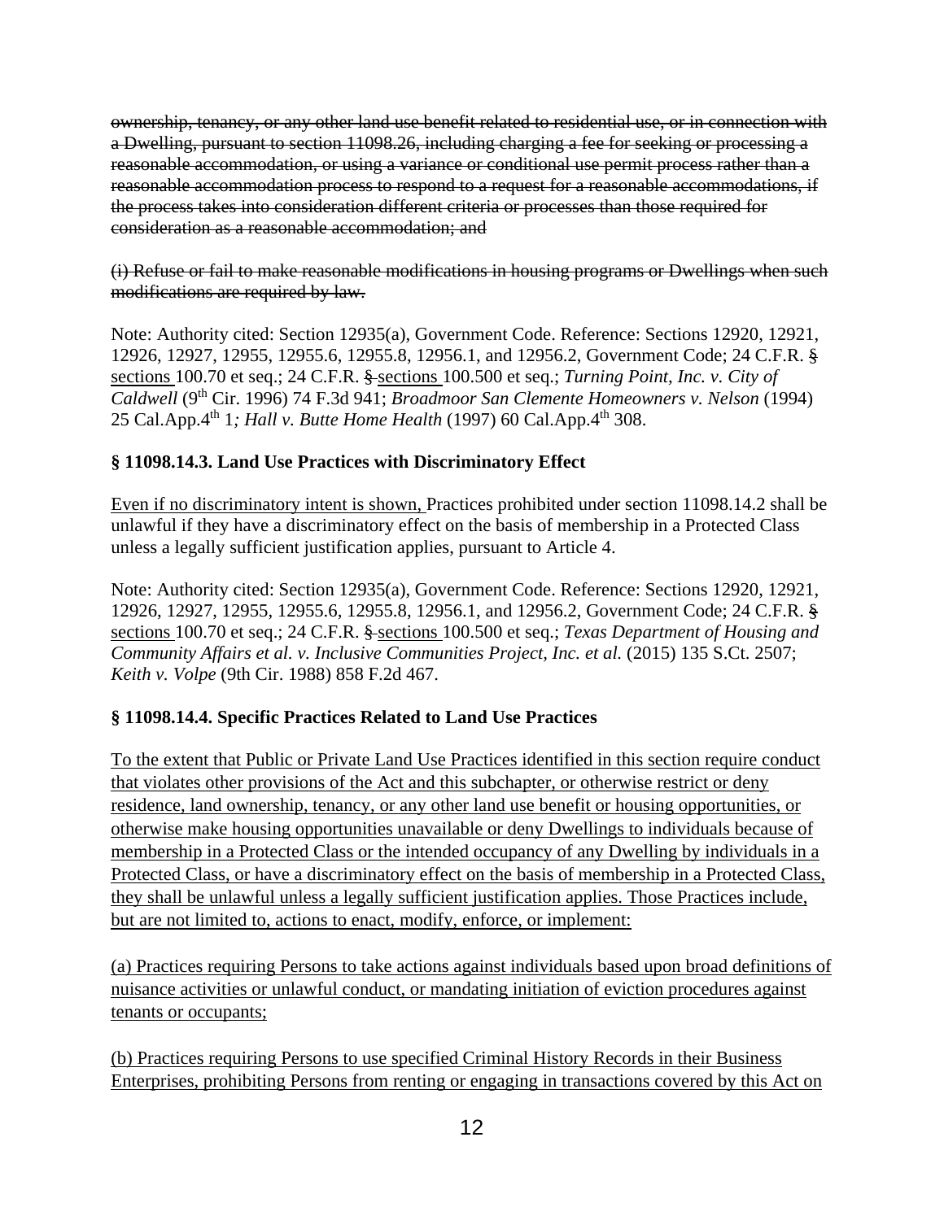~~ownership, tenancy, or any other land use benefit related to residential use, or in connection with a Dwelling, pursuant to section 11098.26, including charging a fee for seeking or processing a reasonable accommodation, or using a variance or conditional use permit process rather than a reasonable accommodation process to respond to a request for a reasonable accommodations, if the process takes into consideration different criteria or processes than those required for consideration as a reasonable accommodation; and~~

~~(i) Refuse or fail to make reasonable modifications in housing programs or Dwellings when such modifications are required by law.~~

Note: Authority cited: Section 12935(a), Government Code. Reference: Sections 12920, 12921, 12926, 12927, 12955, 12955.6, 12955.8, 12956.1, and 12956.2, Government Code; 24 C.F.R. ~~§~~ <u>sections</u> 100.70 et seq.; 24 C.F.R. ~~§~~ <u>sections</u> 100.500 et seq.; *Turning Point, Inc. v. City of Caldwell* (9th Cir. 1996) 74 F.3d 941; *Broadmoor San Clemente Homeowners v. Nelson* (1994) 25 Cal.App.4th 1; *Hall v. Butte Home Health* (1997) 60 Cal.App.4th 308.

### § 11098.14.3. Land Use Practices with Discriminatory Effect

<u>Even if no discriminatory intent is shown,</u> Practices prohibited under section 11098.14.2 shall be unlawful if they have a discriminatory effect on the basis of membership in a Protected Class unless a legally sufficient justification applies, pursuant to Article 4.

Note: Authority cited: Section 12935(a), Government Code. Reference: Sections 12920, 12921, 12926, 12927, 12955, 12955.6, 12955.8, 12956.1, and 12956.2, Government Code; 24 C.F.R. ~~§~~ <u>sections</u> 100.70 et seq.; 24 C.F.R. ~~§~~ <u>sections</u> 100.500 et seq.; *Texas Department of Housing and Community Affairs et al. v. Inclusive Communities Project, Inc. et al.* (2015) 135 S.Ct. 2507; *Keith v. Volpe* (9th Cir. 1988) 858 F.2d 467.

### § 11098.14.4. Specific Practices Related to Land Use Practices

<u>To the extent that Public or Private Land Use Practices identified in this section require conduct that violates other provisions of the Act and this subchapter, or otherwise restrict or deny residence, land ownership, tenancy, or any other land use benefit or housing opportunities, or otherwise make housing opportunities unavailable or deny Dwellings to individuals because of membership in a Protected Class or the intended occupancy of any Dwelling by individuals in a Protected Class, or have a discriminatory effect on the basis of membership in a Protected Class, they shall be unlawful unless a legally sufficient justification applies. Those Practices include, but are not limited to, actions to enact, modify, enforce, or implement:</u>

<u>(a) Practices requiring Persons to take actions against individuals based upon broad definitions of nuisance activities or unlawful conduct, or mandating initiation of eviction procedures against tenants or occupants;</u>

<u>(b) Practices requiring Persons to use specified Criminal History Records in their Business Enterprises, prohibiting Persons from renting or engaging in transactions covered by this Act on</u>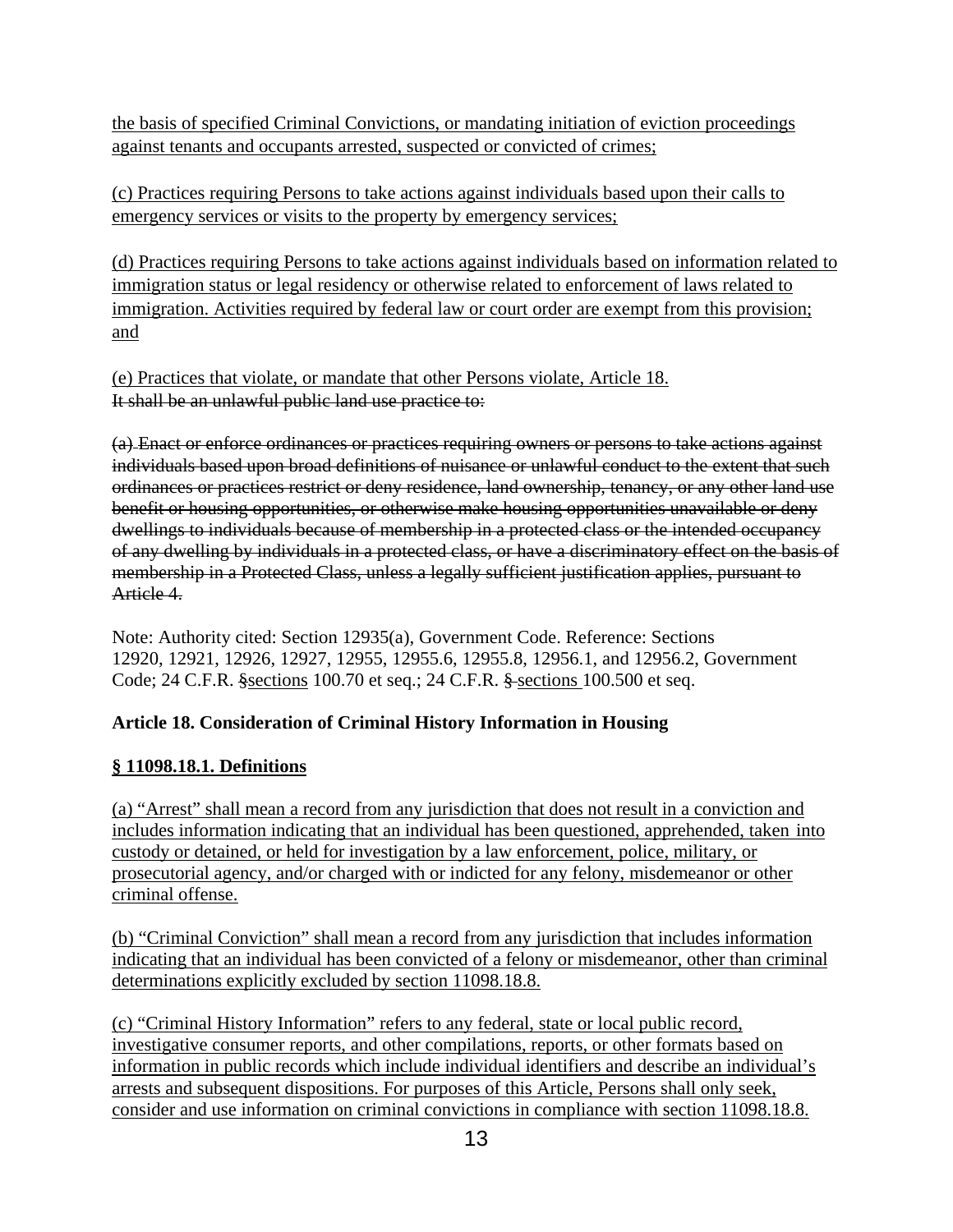<u>the basis of specified Criminal Convictions, or mandating initiation of eviction proceedings against tenants and occupants arrested, suspected or convicted of crimes;</u>

<u>(c) Practices requiring Persons to take actions against individuals based upon their calls to emergency services or visits to the property by emergency services;</u>

<u>(d) Practices requiring Persons to take actions against individuals based on information related to immigration status or legal residency or otherwise related to enforcement of laws related to immigration. Activities required by federal law or court order are exempt from this provision; and</u>

<u>(e) Practices that violate, or mandate that other Persons violate, Article 18.</u>
~~It shall be an unlawful public land use practice to:~~

~~(a) Enact or enforce ordinances or practices requiring owners or persons to take actions against individuals based upon broad definitions of nuisance or unlawful conduct to the extent that such ordinances or practices restrict or deny residence, land ownership, tenancy, or any other land use benefit or housing opportunities, or otherwise make housing opportunities unavailable or deny dwellings to individuals because of membership in a protected class or the intended occupancy of any dwelling by individuals in a protected class, or have a discriminatory effect on the basis of membership in a Protected Class, unless a legally sufficient justification applies, pursuant to Article 4.~~

Note: Authority cited: Section 12935(a), Government Code. Reference: Sections 12920, 12921, 12926, 12927, 12955, 12955.6, 12955.8, 12956.1, and 12956.2, Government Code; 24 C.F.R. ~~§~~<u>sections</u> 100.70 et seq.; 24 C.F.R. ~~§~~ <u>sections</u> 100.500 et seq.

**Article 18. Consideration of Criminal History Information in Housing**

**<u>§ 11098.18.1. Definitions</u>**

<u>(a) "Arrest" shall mean a record from any jurisdiction that does not result in a conviction and includes information indicating that an individual has been questioned, apprehended, taken into custody or detained, or held for investigation by a law enforcement, police, military, or prosecutorial agency, and/or charged with or indicted for any felony, misdemeanor or other criminal offense.</u>

<u>(b) "Criminal Conviction" shall mean a record from any jurisdiction that includes information indicating that an individual has been convicted of a felony or misdemeanor, other than criminal determinations explicitly excluded by section 11098.18.8.</u>

<u>(c) "Criminal History Information" refers to any federal, state or local public record, investigative consumer reports, and other compilations, reports, or other formats based on information in public records which include individual identifiers and describe an individual's arrests and subsequent dispositions. For purposes of this Article, Persons shall only seek, consider and use information on criminal convictions in compliance with section 11098.18.8.</u>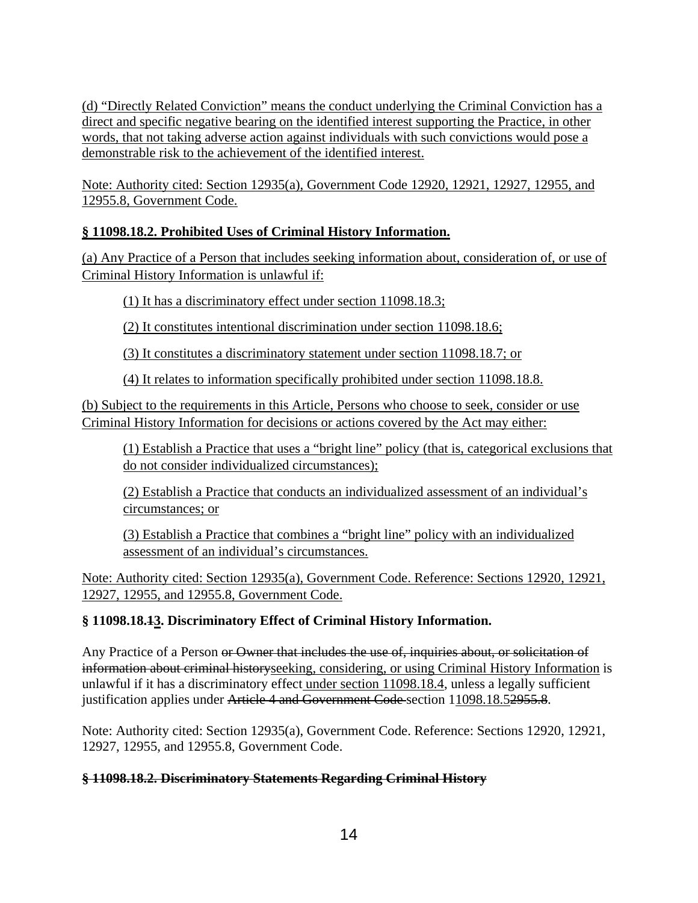(d) "Directly Related Conviction" means the conduct underlying the Criminal Conviction has a direct and specific negative bearing on the identified interest supporting the Practice, in other words, that not taking adverse action against individuals with such convictions would pose a demonstrable risk to the achievement of the identified interest.

Note: Authority cited: Section 12935(a), Government Code 12920, 12921, 12927, 12955, and 12955.8, Government Code.

**§ 11098.18.2. Prohibited Uses of Criminal History Information.**

(a) Any Practice of a Person that includes seeking information about, consideration of, or use of Criminal History Information is unlawful if:

(1) It has a discriminatory effect under section 11098.18.3;

(2) It constitutes intentional discrimination under section 11098.18.6;

(3) It constitutes a discriminatory statement under section 11098.18.7; or

(4) It relates to information specifically prohibited under section 11098.18.8.

(b) Subject to the requirements in this Article, Persons who choose to seek, consider or use Criminal History Information for decisions or actions covered by the Act may either:

(1) Establish a Practice that uses a "bright line" policy (that is, categorical exclusions that do not consider individualized circumstances);

(2) Establish a Practice that conducts an individualized assessment of an individual's circumstances; or

(3) Establish a Practice that combines a "bright line" policy with an individualized assessment of an individual's circumstances.

Note: Authority cited: Section 12935(a), Government Code. Reference: Sections 12920, 12921, 12927, 12955, and 12955.8, Government Code.

**§ 11098.18.~~1~~3. Discriminatory Effect of Criminal History Information.**

Any Practice of a Person ~~or Owner that includes the use of, inquiries about, or solicitation of information about criminal history~~seeking, considering, or using Criminal History Information is unlawful if it has a discriminatory effect under section 11098.18.4, unless a legally sufficient justification applies under ~~Article 4 and Government Code~~ section 11098.18.5~~2955.8~~.

Note: Authority cited: Section 12935(a), Government Code. Reference: Sections 12920, 12921, 12927, 12955, and 12955.8, Government Code.

**~~§ 11098.18.2. Discriminatory Statements Regarding Criminal History~~**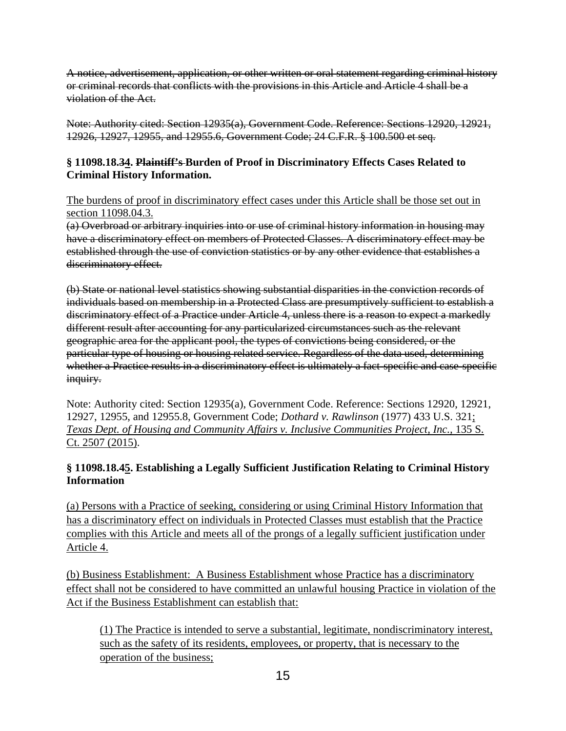~~A notice, advertisement, application, or other written or oral statement regarding criminal history or criminal records that conflicts with the provisions in this Article and Article 4 shall be a violation of the Act.~~

~~Note: Authority cited: Section 12935(a), Government Code. Reference: Sections 12920, 12921, 12926, 12927, 12955, and 12955.6, Government Code; 24 C.F.R. § 100.500 et seq.~~

**§ 11098.18.~~3~~<u>4</u>. ~~Plaintiff's~~ Burden of Proof in Discriminatory Effects Cases Related to Criminal History Information.**

<u>The burdens of proof in discriminatory effect cases under this Article shall be those set out in section 11098.04.3.</u>

~~(a) Overbroad or arbitrary inquiries into or use of criminal history information in housing may have a discriminatory effect on members of Protected Classes. A discriminatory effect may be established through the use of conviction statistics or by any other evidence that establishes a discriminatory effect.~~

~~(b) State or national level statistics showing substantial disparities in the conviction records of individuals based on membership in a Protected Class are presumptively sufficient to establish a discriminatory effect of a Practice under Article 4, unless there is a reason to expect a markedly different result after accounting for any particularized circumstances such as the relevant geographic area for the applicant pool, the types of convictions being considered, or the particular type of housing or housing related service. Regardless of the data used, determining whether a Practice results in a discriminatory effect is ultimately a fact-specific and case-specific inquiry.~~

Note: Authority cited: Section 12935(a), Government Code. Reference: Sections 12920, 12921, 12927, 12955, and 12955.8, Government Code; *Dothard v. Rawlinson* (1977) 433 U.S. 321<u>;</u> <u>*Texas Dept. of Housing and Community Affairs v. Inclusive Communities Project, Inc.*, 135 S. Ct. 2507 (2015)</u>.

**§ 11098.18.~~4~~<u>5</u>. Establishing a Legally Sufficient Justification Relating to Criminal History Information**

<u>(a) Persons with a Practice of seeking, considering or using Criminal History Information that has a discriminatory effect on individuals in Protected Classes must establish that the Practice complies with this Article and meets all of the prongs of a legally sufficient justification under Article 4.</u>

<u>(b) Business Establishment: A Business Establishment whose Practice has a discriminatory effect shall not be considered to have committed an unlawful housing Practice in violation of the Act if the Business Establishment can establish that:</u>

<u>(1) The Practice is intended to serve a substantial, legitimate, nondiscriminatory interest, such as the safety of its residents, employees, or property, that is necessary to the operation of the business;</u>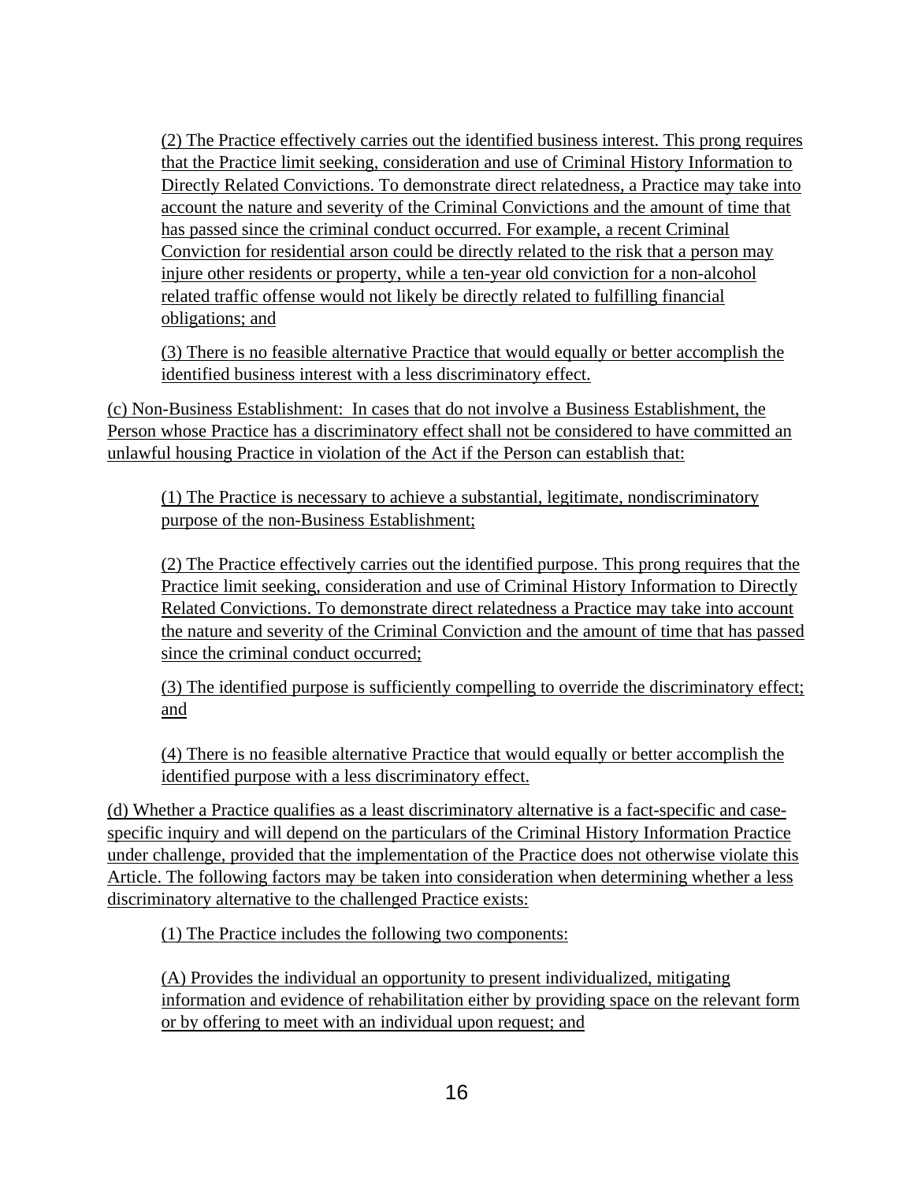(2) The Practice effectively carries out the identified business interest. This prong requires that the Practice limit seeking, consideration and use of Criminal History Information to Directly Related Convictions. To demonstrate direct relatedness, a Practice may take into account the nature and severity of the Criminal Convictions and the amount of time that has passed since the criminal conduct occurred. For example, a recent Criminal Conviction for residential arson could be directly related to the risk that a person may injure other residents or property, while a ten-year old conviction for a non-alcohol related traffic offense would not likely be directly related to fulfilling financial obligations; and

(3) There is no feasible alternative Practice that would equally or better accomplish the identified business interest with a less discriminatory effect.

(c) Non-Business Establishment: In cases that do not involve a Business Establishment, the Person whose Practice has a discriminatory effect shall not be considered to have committed an unlawful housing Practice in violation of the Act if the Person can establish that:

(1) The Practice is necessary to achieve a substantial, legitimate, nondiscriminatory purpose of the non-Business Establishment;

(2) The Practice effectively carries out the identified purpose. This prong requires that the Practice limit seeking, consideration and use of Criminal History Information to Directly Related Convictions. To demonstrate direct relatedness a Practice may take into account the nature and severity of the Criminal Conviction and the amount of time that has passed since the criminal conduct occurred;

(3) The identified purpose is sufficiently compelling to override the discriminatory effect; and

(4) There is no feasible alternative Practice that would equally or better accomplish the identified purpose with a less discriminatory effect.

(d) Whether a Practice qualifies as a least discriminatory alternative is a fact-specific and case-specific inquiry and will depend on the particulars of the Criminal History Information Practice under challenge, provided that the implementation of the Practice does not otherwise violate this Article. The following factors may be taken into consideration when determining whether a less discriminatory alternative to the challenged Practice exists:

(1) The Practice includes the following two components:

(A) Provides the individual an opportunity to present individualized, mitigating information and evidence of rehabilitation either by providing space on the relevant form or by offering to meet with an individual upon request; and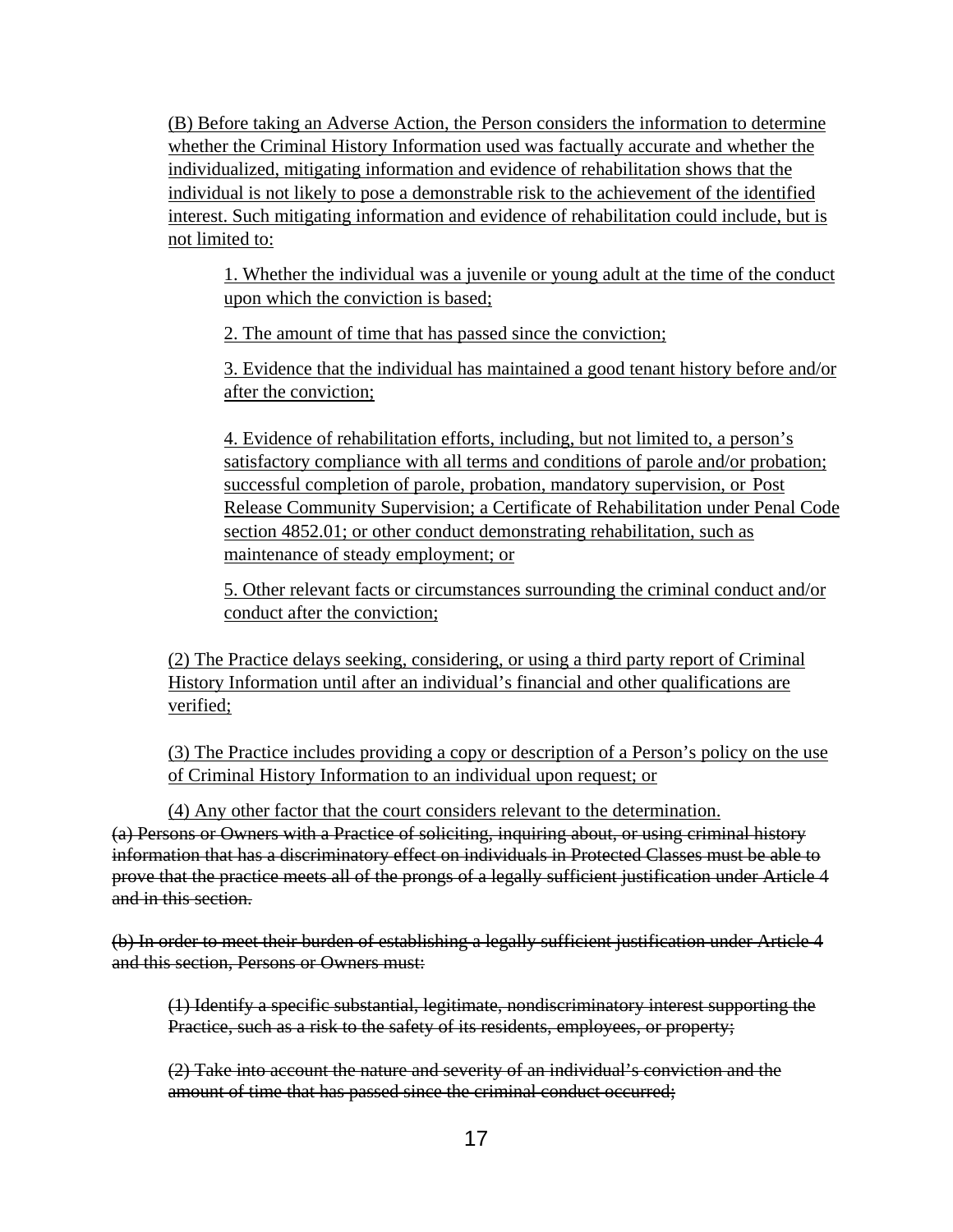(B) Before taking an Adverse Action, the Person considers the information to determine whether the Criminal History Information used was factually accurate and whether the individualized, mitigating information and evidence of rehabilitation shows that the individual is not likely to pose a demonstrable risk to the achievement of the identified interest. Such mitigating information and evidence of rehabilitation could include, but is not limited to:

1. Whether the individual was a juvenile or young adult at the time of the conduct upon which the conviction is based;

2. The amount of time that has passed since the conviction;

3. Evidence that the individual has maintained a good tenant history before and/or after the conviction;

4. Evidence of rehabilitation efforts, including, but not limited to, a person's satisfactory compliance with all terms and conditions of parole and/or probation; successful completion of parole, probation, mandatory supervision, or Post Release Community Supervision; a Certificate of Rehabilitation under Penal Code section 4852.01; or other conduct demonstrating rehabilitation, such as maintenance of steady employment; or

5. Other relevant facts or circumstances surrounding the criminal conduct and/or conduct after the conviction;

(2) The Practice delays seeking, considering, or using a third party report of Criminal History Information until after an individual's financial and other qualifications are verified;

(3) The Practice includes providing a copy or description of a Person's policy on the use of Criminal History Information to an individual upon request; or

(4) Any other factor that the court considers relevant to the determination.

~~(a) Persons or Owners with a Practice of soliciting, inquiring about, or using criminal history information that has a discriminatory effect on individuals in Protected Classes must be able to prove that the practice meets all of the prongs of a legally sufficient justification under Article 4 and in this section.~~

~~(b) In order to meet their burden of establishing a legally sufficient justification under Article 4 and this section, Persons or Owners must:~~

~~(1) Identify a specific substantial, legitimate, nondiscriminatory interest supporting the Practice, such as a risk to the safety of its residents, employees, or property;~~

~~(2) Take into account the nature and severity of an individual's conviction and the amount of time that has passed since the criminal conduct occurred;~~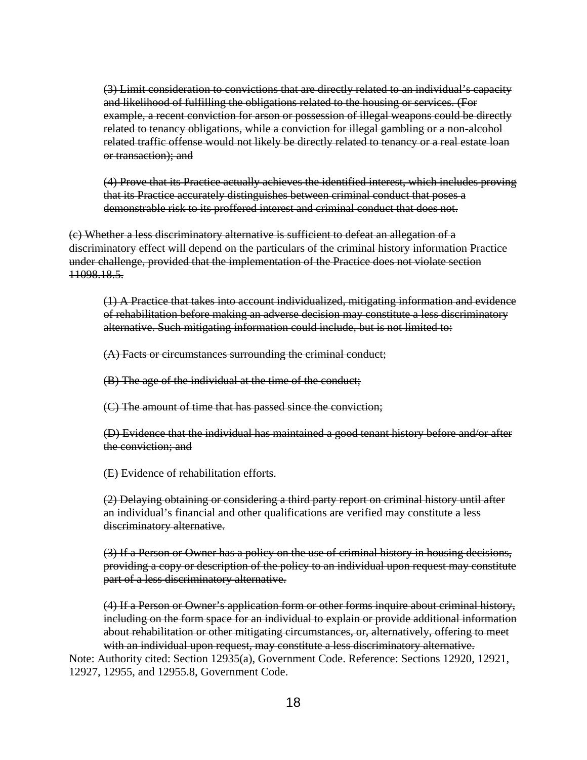~~(3) Limit consideration to convictions that are directly related to an individual's capacity and likelihood of fulfilling the obligations related to the housing or services. (For example, a recent conviction for arson or possession of illegal weapons could be directly related to tenancy obligations, while a conviction for illegal gambling or a non-alcohol related traffic offense would not likely be directly related to tenancy or a real estate loan or transaction); and~~

~~(4) Prove that its Practice actually achieves the identified interest, which includes proving that its Practice accurately distinguishes between criminal conduct that poses a demonstrable risk to its proffered interest and criminal conduct that does not.~~

~~(c) Whether a less discriminatory alternative is sufficient to defeat an allegation of a discriminatory effect will depend on the particulars of the criminal history information Practice under challenge, provided that the implementation of the Practice does not violate section 11098.18.5.~~

~~(1) A Practice that takes into account individualized, mitigating information and evidence of rehabilitation before making an adverse decision may constitute a less discriminatory alternative. Such mitigating information could include, but is not limited to:~~

~~(A) Facts or circumstances surrounding the criminal conduct;~~

~~(B) The age of the individual at the time of the conduct;~~

~~(C) The amount of time that has passed since the conviction;~~

~~(D) Evidence that the individual has maintained a good tenant history before and/or after the conviction; and~~

~~(E) Evidence of rehabilitation efforts.~~

~~(2) Delaying obtaining or considering a third party report on criminal history until after an individual's financial and other qualifications are verified may constitute a less discriminatory alternative.~~

~~(3) If a Person or Owner has a policy on the use of criminal history in housing decisions, providing a copy or description of the policy to an individual upon request may constitute part of a less discriminatory alternative.~~

~~(4) If a Person or Owner's application form or other forms inquire about criminal history, including on the form space for an individual to explain or provide additional information about rehabilitation or other mitigating circumstances, or, alternatively, offering to meet with an individual upon request, may constitute a less discriminatory alternative.~~

Note: Authority cited: Section 12935(a), Government Code. Reference: Sections 12920, 12921, 12927, 12955, and 12955.8, Government Code.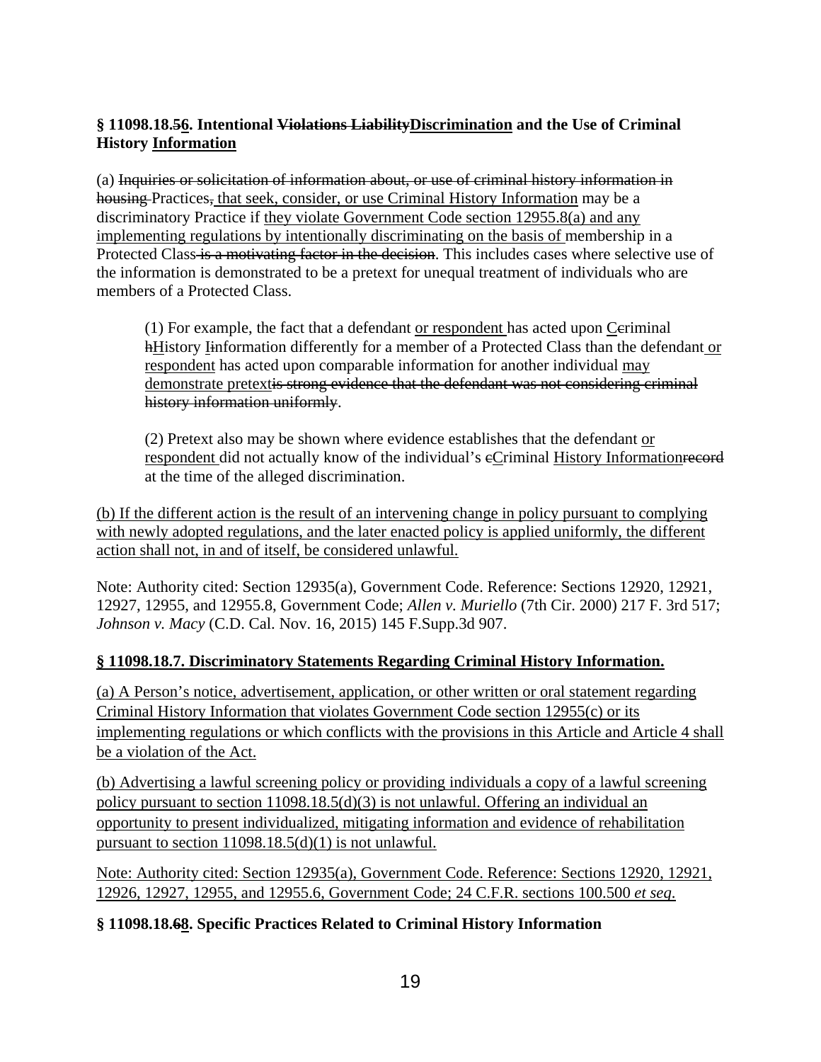**§ 11098.18.~~5~~6. Intentional ~~Violations Liability~~<u>Discrimination</u> and the Use of Criminal History <u>Information</u>**

(a) ~~Inquiries or solicitation of information about, or use of criminal history information in housing~~ Practices~~,~~<u> that seek, consider, or use Criminal History Information</u> may be a discriminatory Practice if <u>they violate Government Code section 12955.8(a) and any implementing regulations by intentionally discriminating on the basis of</u> membership in a Protected Class ~~is a motivating factor in the decision~~. This includes cases where selective use of the information is demonstrated to be a pretext for unequal treatment of individuals who are members of a Protected Class.

> (1) For example, the fact that a defendant <u>or respondent</u> has acted upon <u>C</u>~~c~~riminal ~~h~~<u>H</u>istory <u>I</u>~~i~~nformation differently for a member of a Protected Class than the defendant <u>or respondent</u> has acted upon comparable information for another individual <u>may demonstrate pretext</u>~~is strong evidence that the defendant was not considering criminal history information uniformly~~.
>
> (2) Pretext also may be shown where evidence establishes that the defendant <u>or respondent</u> did not actually know of the individual's ~~c~~<u>C</u>riminal <u>History Information</u>~~record~~ at the time of the alleged discrimination.

<u>(b) If the different action is the result of an intervening change in policy pursuant to complying with newly adopted regulations, and the later enacted policy is applied uniformly, the different action shall not, in and of itself, be considered unlawful.</u>

Note: Authority cited: Section 12935(a), Government Code. Reference: Sections 12920, 12921, 12927, 12955, and 12955.8, Government Code; *Allen v. Muriello* (7th Cir. 2000) 217 F. 3rd 517; *Johnson v. Macy* (C.D. Cal. Nov. 16, 2015) 145 F.Supp.3d 907.

**<u>§ 11098.18.7. Discriminatory Statements Regarding Criminal History Information.</u>**

<u>(a) A Person's notice, advertisement, application, or other written or oral statement regarding Criminal History Information that violates Government Code section 12955(c) or its implementing regulations or which conflicts with the provisions in this Article and Article 4 shall be a violation of the Act.</u>

<u>(b) Advertising a lawful screening policy or providing individuals a copy of a lawful screening policy pursuant to section 11098.18.5(d)(3) is not unlawful. Offering an individual an opportunity to present individualized, mitigating information and evidence of rehabilitation pursuant to section 11098.18.5(d)(1) is not unlawful.</u>

<u>Note: Authority cited: Section 12935(a), Government Code. Reference: Sections 12920, 12921, 12926, 12927, 12955, and 12955.6, Government Code; 24 C.F.R. sections 100.500 *et seq*.</u>

**§ 11098.18.~~6~~<u>8</u>. Specific Practices Related to Criminal History Information**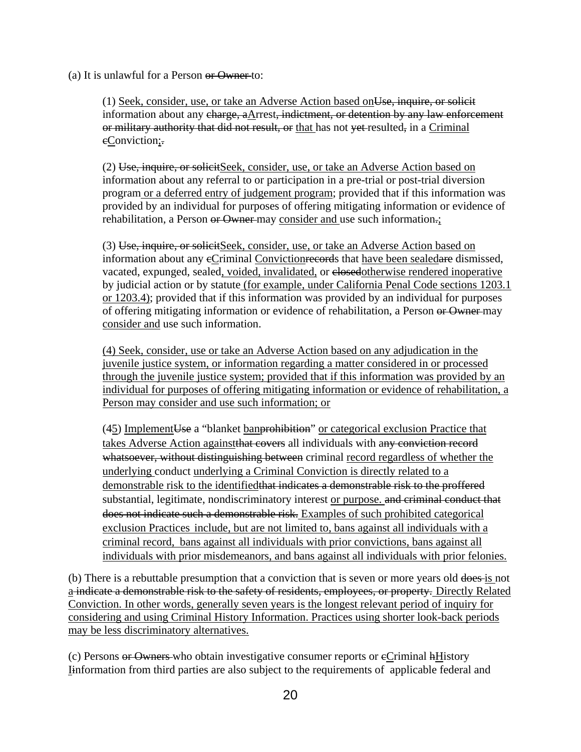(a) It is unlawful for a Person ~~or Owner~~ to:

(1) <u>Seek, consider, use, or take an Adverse Action based on</u>~~Use, inquire, or solicit~~ information about any ~~charge, a~~<u>A</u>rrest~~, indictment, or detention by any law enforcement or military authority that did not result, or~~ <u>that</u> has not ~~yet~~ resulted~~,~~ in a <u>Criminal</u> ~~c~~<u>C</u>onviction<u>;</u>~~.~~

(2) ~~Use, inquire, or solicit~~<u>Seek, consider, use, or take an Adverse Action based on</u> information about any referral to or participation in a pre-trial or post-trial diversion program<u> or a deferred entry of judgement program</u>; provided that if this information was provided by an individual for purposes of offering mitigating information or evidence of rehabilitation, a Person ~~or Owner~~ may <u>consider and</u> use such information~~.~~<u>;</u>

(3) ~~Use, inquire, or solicit~~<u>Seek, consider, use, or take an Adverse Action based on</u> information about any ~~c~~<u>C</u>riminal <u>Conviction</u>~~record~~s that <u>have been sealed</u>~~are~~ dismissed, vacated, expunged, sealed<u>, voided, invalidated,</u> or ~~closed~~<u>otherwise rendered inoperative</u> by judicial action or by statute<u> (for example, under California Penal Code sections 1203.1 or 1203.4)</u>; provided that if this information was provided by an individual for purposes of offering mitigating information or evidence of rehabilitation, a Person ~~or Owner~~ may <u>consider and</u> use such information.

<u>(4) Seek, consider, use or take an Adverse Action based on any adjudication in the juvenile justice system, or information regarding a matter considered in or processed through the juvenile justice system; provided that if this information was provided by an individual for purposes of offering mitigating information or evidence of rehabilitation, a Person may consider and use such information; or</u>

(~~4~~<u>5</u>) <u>Implement</u>~~Use~~ a "blanket <u>ban</u>~~prohibition~~" <u>or categorical exclusion Practice that takes Adverse Action against</u>~~that covers~~ all individuals with a~~ny conviction record whatsoever, without distinguishing between~~ criminal <u>record regardless of whether the underlying</u> conduct <u>underlying a Criminal Conviction is directly related to a demonstrable risk to the identified</u>~~that indicates a demonstrable risk to the proffered~~ substantial, legitimate, nondiscriminatory interest <u>or purpose.</u> ~~and criminal conduct that does not indicate such a demonstrable risk.~~ <u>Examples of such prohibited categorical exclusion Practices include, but are not limited to, bans against all individuals with a criminal record, bans against all individuals with prior convictions, bans against all individuals with prior misdemeanors, and bans against all individuals with prior felonies.</u>

(b) There is a rebuttable presumption that a conviction that is seven or more years old ~~does~~ <u>is</u> not <u>a</u> ~~indicate a demonstrable risk to the safety of residents, employees, or property.~~ <u>Directly Related Conviction. In other words, generally seven years is the longest relevant period of inquiry for considering and using Criminal History Information. Practices using shorter look-back periods may be less discriminatory alternatives.</u>

(c) Persons ~~or Owners~~ who obtain investigative consumer reports or ~~c~~<u>C</u>riminal ~~h~~<u>H</u>istory <u>I</u>~~i~~nformation from third parties are also subject to the requirements of applicable federal and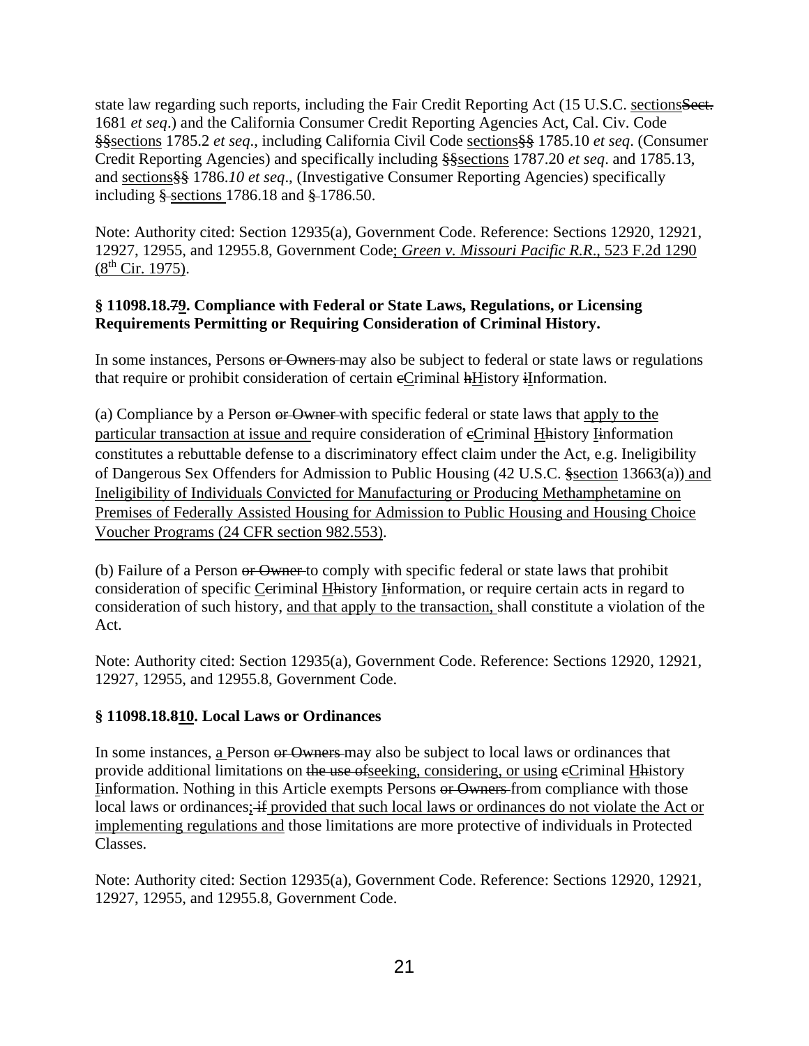state law regarding such reports, including the Fair Credit Reporting Act (15 U.S.C. sectionsSect. 1681 *et seq*.) and the California Consumer Credit Reporting Agencies Act, Cal. Civ. Code §§sections 1785.2 *et seq*., including California Civil Code sections§§ 1785.10 *et seq*. (Consumer Credit Reporting Agencies) and specifically including §§sections 1787.20 *et seq*. and 1785.13, and sections§§ 1786.*10 et seq*., (Investigative Consumer Reporting Agencies) specifically including § sections 1786.18 and § 1786.50.

Note: Authority cited: Section 12935(a), Government Code. Reference: Sections 12920, 12921, 12927, 12955, and 12955.8, Government Code; *Green v. Missouri Pacific R.R*., 523 F.2d 1290 (8th Cir. 1975).

**§ 11098.18.79. Compliance with Federal or State Laws, Regulations, or Licensing Requirements Permitting or Requiring Consideration of Criminal History.**

In some instances, Persons or Owners may also be subject to federal or state laws or regulations that require or prohibit consideration of certain cCriminal hHistory iInformation.

(a) Compliance by a Person or Owner with specific federal or state laws that apply to the particular transaction at issue and require consideration of cCriminal HHistory IInformation constitutes a rebuttable defense to a discriminatory effect claim under the Act, e.g. Ineligibility of Dangerous Sex Offenders for Admission to Public Housing (42 U.S.C. §section 13663(a)) and Ineligibility of Individuals Convicted for Manufacturing or Producing Methamphetamine on Premises of Federally Assisted Housing for Admission to Public Housing and Housing Choice Voucher Programs (24 CFR section 982.553).

(b) Failure of a Person or Owner to comply with specific federal or state laws that prohibit consideration of specific CCriminal HHistory IInformation, or require certain acts in regard to consideration of such history, and that apply to the transaction, shall constitute a violation of the Act.

Note: Authority cited: Section 12935(a), Government Code. Reference: Sections 12920, 12921, 12927, 12955, and 12955.8, Government Code.

**§ 11098.18.810. Local Laws or Ordinances**

In some instances, a Person or Owners may also be subject to local laws or ordinances that provide additional limitations on the use ofseeking, considering, or using cCriminal HHistory IInformation. Nothing in this Article exempts Persons or Owners from compliance with those local laws or ordinances; if provided that such local laws or ordinances do not violate the Act or implementing regulations and those limitations are more protective of individuals in Protected Classes.

Note: Authority cited: Section 12935(a), Government Code. Reference: Sections 12920, 12921, 12927, 12955, and 12955.8, Government Code.